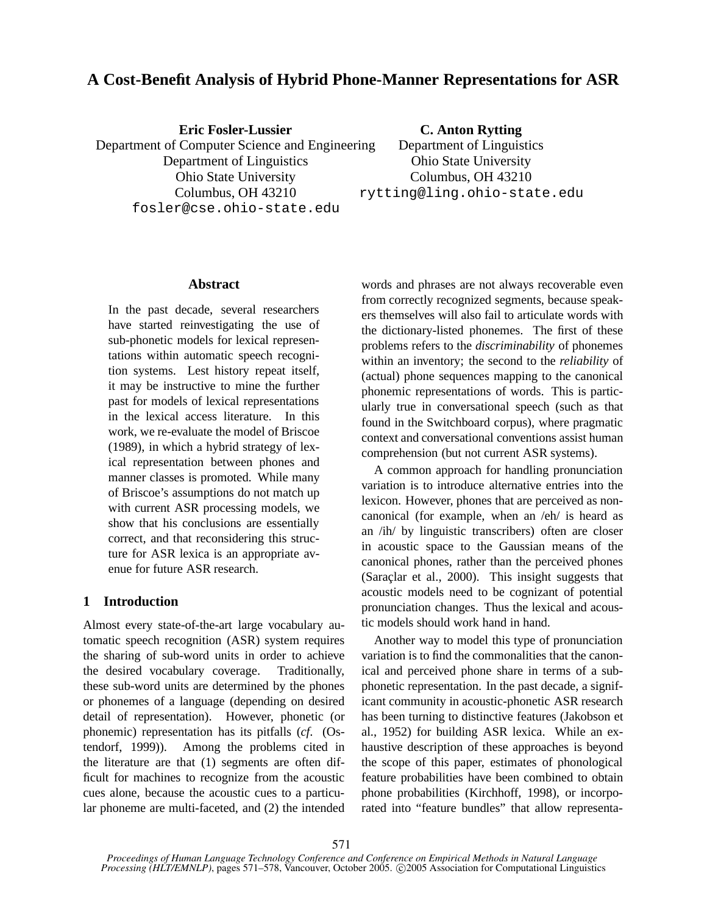# A Cost-Benefit Analysis of Hybrid Phone-Manner Representations for ASR

**Eric Fosler-Lussier**
Department of Computer Science and Engineering
Department of Linguistics
Ohio State University
Columbus, OH 43210
fosler@cse.ohio-state.edu

**C. Anton Rytting**
Department of Linguistics
Ohio State University
Columbus, OH 43210
rytting@ling.ohio-state.edu

## Abstract

In the past decade, several researchers have started reinvestigating the use of sub-phonetic models for lexical representations within automatic speech recognition systems. Lest history repeat itself, it may be instructive to mine the further past for models of lexical representations in the lexical access literature. In this work, we re-evaluate the model of Briscoe (1989), in which a hybrid strategy of lexical representation between phones and manner classes is promoted. While many of Briscoe's assumptions do not match up with current ASR processing models, we show that his conclusions are essentially correct, and that reconsidering this structure for ASR lexica is an appropriate avenue for future ASR research.

## 1 Introduction

Almost every state-of-the-art large vocabulary automatic speech recognition (ASR) system requires the sharing of sub-word units in order to achieve the desired vocabulary coverage. Traditionally, these sub-word units are determined by the phones or phonemes of a language (depending on desired detail of representation). However, phonetic (or phonemic) representation has its pitfalls (*cf.* (Ostendorf, 1999)). Among the problems cited in the literature are that (1) segments are often difficult for machines to recognize from the acoustic cues alone, because the acoustic cues to a particular phoneme are multi-faceted, and (2) the intended words and phrases are not always recoverable even from correctly recognized segments, because speakers themselves will also fail to articulate words with the dictionary-listed phonemes. The first of these problems refers to the *discriminability* of phonemes within an inventory; the second to the *reliability* of (actual) phone sequences mapping to the canonical phonemic representations of words. This is particularly true in conversational speech (such as that found in the Switchboard corpus), where pragmatic context and conversational conventions assist human comprehension (but not current ASR systems).

A common approach for handling pronunciation variation is to introduce alternative entries into the lexicon. However, phones that are perceived as non-canonical (for example, when an /eh/ is heard as an /ih/ by linguistic transcribers) often are closer in acoustic space to the Gaussian means of the canonical phones, rather than the perceived phones (Saraçlar et al., 2000). This insight suggests that acoustic models need to be cognizant of potential pronunciation changes. Thus the lexical and acoustic models should work hand in hand.

Another way to model this type of pronunciation variation is to find the commonalities that the canonical and perceived phone share in terms of a sub-phonetic representation. In the past decade, a significant community in acoustic-phonetic ASR research has been turning to distinctive features (Jakobson et al., 1952) for building ASR lexica. While an exhaustive description of these approaches is beyond the scope of this paper, estimates of phonological feature probabilities have been combined to obtain phone probabilities (Kirchhoff, 1998), or incorporated into "feature bundles" that allow representa-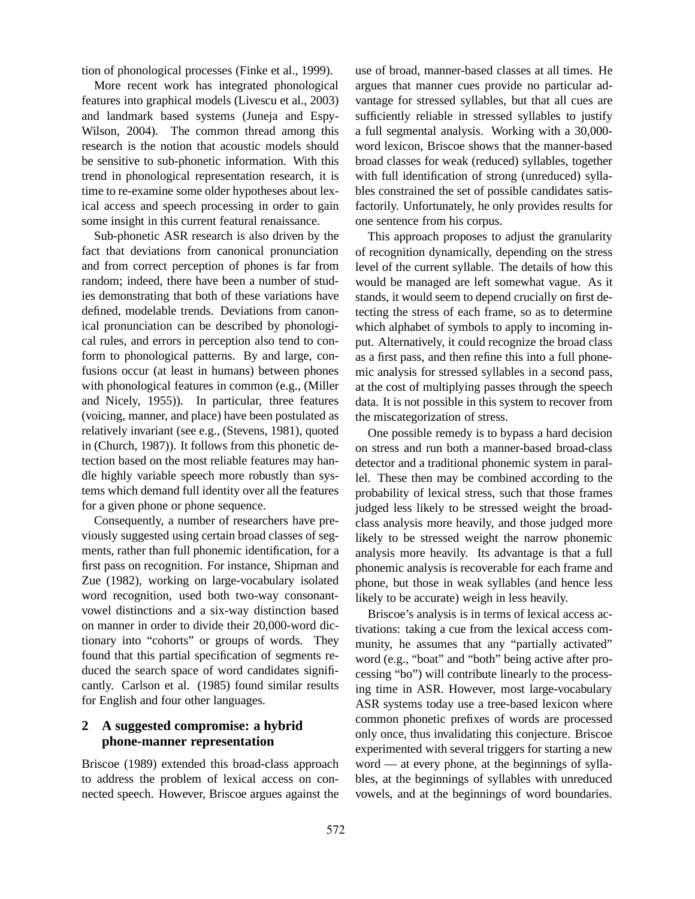tion of phonological processes (Finke et al., 1999).

More recent work has integrated phonological features into graphical models (Livescu et al., 2003) and landmark based systems (Juneja and Espy-Wilson, 2004). The common thread among this research is the notion that acoustic models should be sensitive to sub-phonetic information. With this trend in phonological representation research, it is time to re-examine some older hypotheses about lexical access and speech processing in order to gain some insight in this current featural renaissance.

Sub-phonetic ASR research is also driven by the fact that deviations from canonical pronunciation and from correct perception of phones is far from random; indeed, there have been a number of studies demonstrating that both of these variations have defined, modelable trends. Deviations from canonical pronunciation can be described by phonological rules, and errors in perception also tend to conform to phonological patterns. By and large, confusions occur (at least in humans) between phones with phonological features in common (e.g., (Miller and Nicely, 1955)). In particular, three features (voicing, manner, and place) have been postulated as relatively invariant (see e.g., (Stevens, 1981), quoted in (Church, 1987)). It follows from this phonetic detection based on the most reliable features may handle highly variable speech more robustly than systems which demand full identity over all the features for a given phone or phone sequence.

Consequently, a number of researchers have previously suggested using certain broad classes of segments, rather than full phonemic identification, for a first pass on recognition. For instance, Shipman and Zue (1982), working on large-vocabulary isolated word recognition, used both two-way consonant-vowel distinctions and a six-way distinction based on manner in order to divide their 20,000-word dictionary into "cohorts" or groups of words. They found that this partial specification of segments reduced the search space of word candidates significantly. Carlson et al. (1985) found similar results for English and four other languages.

## 2 A suggested compromise: a hybrid phone-manner representation

Briscoe (1989) extended this broad-class approach to address the problem of lexical access on connected speech. However, Briscoe argues against the use of broad, manner-based classes at all times. He argues that manner cues provide no particular advantage for stressed syllables, but that all cues are sufficiently reliable in stressed syllables to justify a full segmental analysis. Working with a 30,000-word lexicon, Briscoe shows that the manner-based broad classes for weak (reduced) syllables, together with full identification of strong (unreduced) syllables constrained the set of possible candidates satisfactorily. Unfortunately, he only provides results for one sentence from his corpus.

This approach proposes to adjust the granularity of recognition dynamically, depending on the stress level of the current syllable. The details of how this would be managed are left somewhat vague. As it stands, it would seem to depend crucially on first detecting the stress of each frame, so as to determine which alphabet of symbols to apply to incoming input. Alternatively, it could recognize the broad class as a first pass, and then refine this into a full phonemic analysis for stressed syllables in a second pass, at the cost of multiplying passes through the speech data. It is not possible in this system to recover from the miscategorization of stress.

One possible remedy is to bypass a hard decision on stress and run both a manner-based broad-class detector and a traditional phonemic system in parallel. These then may be combined according to the probability of lexical stress, such that those frames judged less likely to be stressed weight the broad-class analysis more heavily, and those judged more likely to be stressed weight the narrow phonemic analysis more heavily. Its advantage is that a full phonemic analysis is recoverable for each frame and phone, but those in weak syllables (and hence less likely to be accurate) weigh in less heavily.

Briscoe's analysis is in terms of lexical access activations: taking a cue from the lexical access community, he assumes that any "partially activated" word (e.g., "boat" and "both" being active after processing "bo") will contribute linearly to the processing time in ASR. However, most large-vocabulary ASR systems today use a tree-based lexicon where common phonetic prefixes of words are processed only once, thus invalidating this conjecture. Briscoe experimented with several triggers for starting a new word — at every phone, at the beginnings of syllables, at the beginnings of syllables with unreduced vowels, and at the beginnings of word boundaries.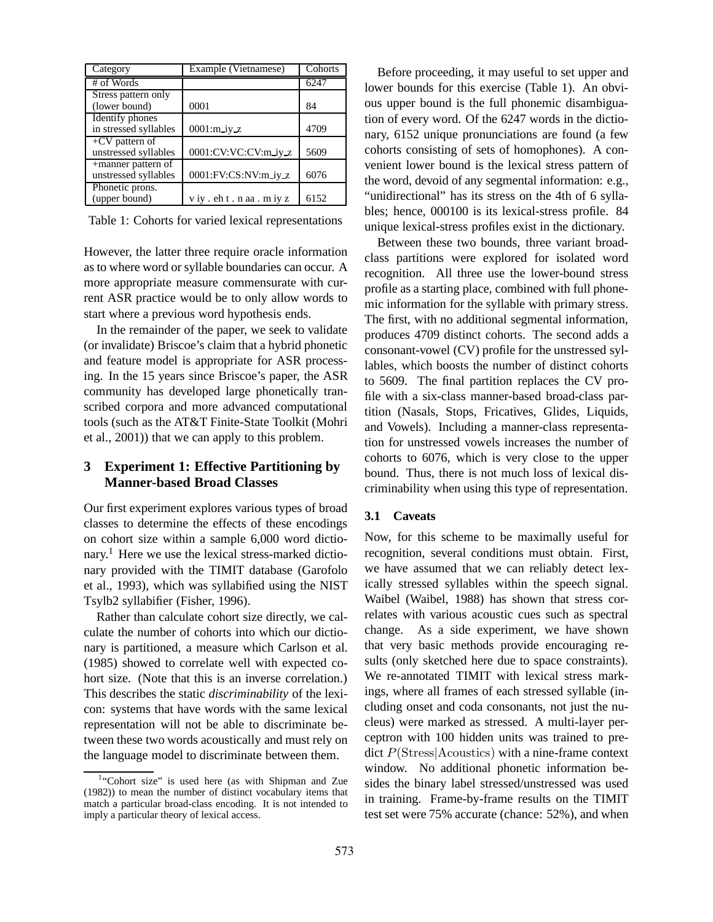| Category | Example (Vietnamese) | Cohorts |
|---|---|---|
| # of Words | | 6247 |
| Stress pattern only (lower bound) | 0001 | 84 |
| Identify phones in stressed syllables | 0001:m_iy_z | 4709 |
| +CV pattern of unstressed syllables | 0001:CV:VC:CV:m_iy_z | 5609 |
| +manner pattern of unstressed syllables | 0001:FV:CS:NV:m_iy_z | 6076 |
| Phonetic prons. (upper bound) | v iy . eh t . n aa . m iy z | 6152 |

Table 1: Cohorts for varied lexical representations

However, the latter three require oracle information as to where word or syllable boundaries can occur. A more appropriate measure commensurate with current ASR practice would be to only allow words to start where a previous word hypothesis ends.

In the remainder of the paper, we seek to validate (or invalidate) Briscoe's claim that a hybrid phonetic and feature model is appropriate for ASR processing. In the 15 years since Briscoe's paper, the ASR community has developed large phonetically transcribed corpora and more advanced computational tools (such as the AT&T Finite-State Toolkit (Mohri et al., 2001)) that we can apply to this problem.

## 3 Experiment 1: Effective Partitioning by Manner-based Broad Classes

Our first experiment explores various types of broad classes to determine the effects of these encodings on cohort size within a sample 6,000 word dictionary.[1] Here we use the lexical stress-marked dictionary provided with the TIMIT database (Garofolo et al., 1993), which was syllabified using the NIST Tsylb2 syllabifier (Fisher, 1996).

Rather than calculate cohort size directly, we calculate the number of cohorts into which our dictionary is partitioned, a measure which Carlson et al. (1985) showed to correlate well with expected cohort size. (Note that this is an inverse correlation.) This describes the static *discriminability* of the lexicon: systems that have words with the same lexical representation will not be able to discriminate between these two words acoustically and must rely on the language model to discriminate between them.

[1] "Cohort size" is used here (as with Shipman and Zue (1982)) to mean the number of distinct vocabulary items that match a particular broad-class encoding. It is not intended to imply a particular theory of lexical access.

Before proceeding, it may useful to set upper and lower bounds for this exercise (Table 1). An obvious upper bound is the full phonemic disambiguation of every word. Of the 6247 words in the dictionary, 6152 unique pronunciations are found (a few cohorts consisting of sets of homophones). A convenient lower bound is the lexical stress pattern of the word, devoid of any segmental information: e.g., "unidirectional" has its stress on the 4th of 6 syllables; hence, 000100 is its lexical-stress profile. 84 unique lexical-stress profiles exist in the dictionary.

Between these two bounds, three variant broad-class partitions were explored for isolated word recognition. All three use the lower-bound stress profile as a starting place, combined with full phonemic information for the syllable with primary stress. The first, with no additional segmental information, produces 4709 distinct cohorts. The second adds a consonant-vowel (CV) profile for the unstressed syllables, which boosts the number of distinct cohorts to 5609. The final partition replaces the CV profile with a six-class manner-based broad-class partition (Nasals, Stops, Fricatives, Glides, Liquids, and Vowels). Including a manner-class representation for unstressed vowels increases the number of cohorts to 6076, which is very close to the upper bound. Thus, there is not much loss of lexical discriminability when using this type of representation.

### 3.1 Caveats

Now, for this scheme to be maximally useful for recognition, several conditions must obtain. First, we have assumed that we can reliably detect lexically stressed syllables within the speech signal. Waibel (Waibel, 1988) has shown that stress correlates with various acoustic cues such as spectral change. As a side experiment, we have shown that very basic methods provide encouraging results (only sketched here due to space constraints). We re-annotated TIMIT with lexical stress markings, where all frames of each stressed syllable (including onset and coda consonants, not just the nucleus) were marked as stressed. A multi-layer perceptron with 100 hidden units was trained to predict $P(\text{Stress}|\text{Acoustics})$ with a nine-frame context window. No additional phonetic information besides the binary label stressed/unstressed was used in training. Frame-by-frame results on the TIMIT test set were 75% accurate (chance: 52%), and when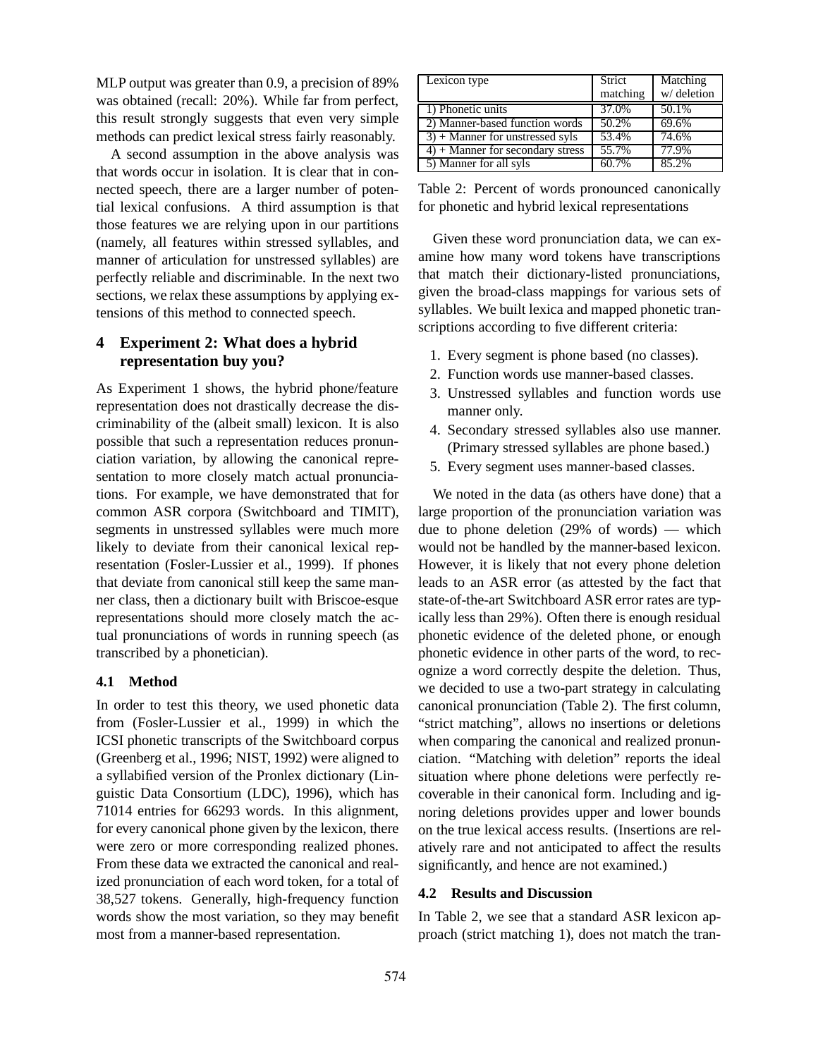MLP output was greater than 0.9, a precision of 89% was obtained (recall: 20%). While far from perfect, this result strongly suggests that even very simple methods can predict lexical stress fairly reasonably.

A second assumption in the above analysis was that words occur in isolation. It is clear that in connected speech, there are a larger number of potential lexical confusions. A third assumption is that those features we are relying upon in our partitions (namely, all features within stressed syllables, and manner of articulation for unstressed syllables) are perfectly reliable and discriminable. In the next two sections, we relax these assumptions by applying extensions of this method to connected speech.

## 4 Experiment 2: What does a hybrid representation buy you?

As Experiment 1 shows, the hybrid phone/feature representation does not drastically decrease the discriminability of the (albeit small) lexicon. It is also possible that such a representation reduces pronunciation variation, by allowing the canonical representation to more closely match actual pronunciations. For example, we have demonstrated that for common ASR corpora (Switchboard and TIMIT), segments in unstressed syllables were much more likely to deviate from their canonical lexical representation (Fosler-Lussier et al., 1999). If phones that deviate from canonical still keep the same manner class, then a dictionary built with Briscoe-esque representations should more closely match the actual pronunciations of words in running speech (as transcribed by a phonetician).

### 4.1 Method

In order to test this theory, we used phonetic data from (Fosler-Lussier et al., 1999) in which the ICSI phonetic transcripts of the Switchboard corpus (Greenberg et al., 1996; NIST, 1992) were aligned to a syllabified version of the Pronlex dictionary (Linguistic Data Consortium (LDC), 1996), which has 71014 entries for 66293 words. In this alignment, for every canonical phone given by the lexicon, there were zero or more corresponding realized phones. From these data we extracted the canonical and realized pronunciation of each word token, for a total of 38,527 tokens. Generally, high-frequency function words show the most variation, so they may benefit most from a manner-based representation.

| Lexicon type | Strict matching | Matching w/ deletion |
|---|---|---|
| 1) Phonetic units | 37.0% | 50.1% |
| 2) Manner-based function words | 50.2% | 69.6% |
| 3) + Manner for unstressed syls | 53.4% | 74.6% |
| 4) + Manner for secondary stress | 55.7% | 77.9% |
| 5) Manner for all syls | 60.7% | 85.2% |

Table 2: Percent of words pronounced canonically for phonetic and hybrid lexical representations

Given these word pronunciation data, we can examine how many word tokens have transcriptions that match their dictionary-listed pronunciations, given the broad-class mappings for various sets of syllables. We built lexica and mapped phonetic transcriptions according to five different criteria:

1. Every segment is phone based (no classes).
2. Function words use manner-based classes.
3. Unstressed syllables and function words use manner only.
4. Secondary stressed syllables also use manner. (Primary stressed syllables are phone based.)
5. Every segment uses manner-based classes.

We noted in the data (as others have done) that a large proportion of the pronunciation variation was due to phone deletion (29% of words) — which would not be handled by the manner-based lexicon. However, it is likely that not every phone deletion leads to an ASR error (as attested by the fact that state-of-the-art Switchboard ASR error rates are typically less than 29%). Often there is enough residual phonetic evidence of the deleted phone, or enough phonetic evidence in other parts of the word, to recognize a word correctly despite the deletion. Thus, we decided to use a two-part strategy in calculating canonical pronunciation (Table 2). The first column, "strict matching", allows no insertions or deletions when comparing the canonical and realized pronunciation. "Matching with deletion" reports the ideal situation where phone deletions were perfectly recoverable in their canonical form. Including and ignoring deletions provides upper and lower bounds on the true lexical access results. (Insertions are relatively rare and not anticipated to affect the results significantly, and hence are not examined.)

### 4.2 Results and Discussion

In Table 2, we see that a standard ASR lexicon approach (strict matching 1), does not match the tran-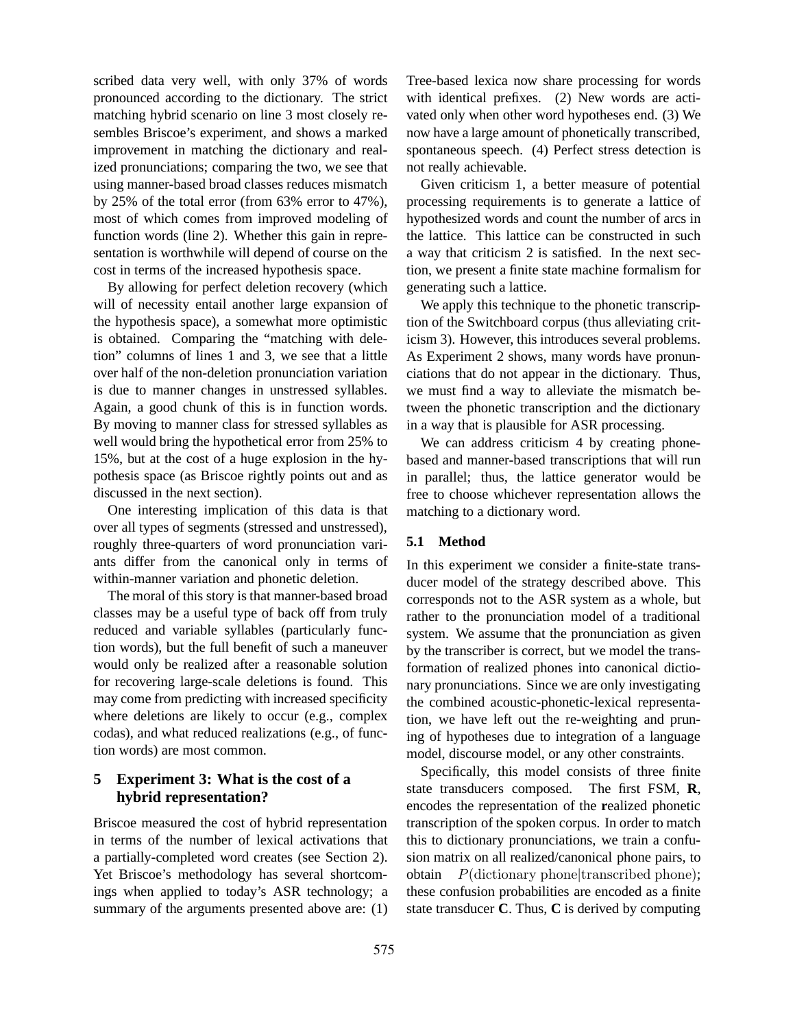scribed data very well, with only 37% of words pronounced according to the dictionary. The strict matching hybrid scenario on line 3 most closely resembles Briscoe's experiment, and shows a marked improvement in matching the dictionary and realized pronunciations; comparing the two, we see that using manner-based broad classes reduces mismatch by 25% of the total error (from 63% error to 47%), most of which comes from improved modeling of function words (line 2). Whether this gain in representation is worthwhile will depend of course on the cost in terms of the increased hypothesis space.

By allowing for perfect deletion recovery (which will of necessity entail another large expansion of the hypothesis space), a somewhat more optimistic is obtained. Comparing the "matching with deletion" columns of lines 1 and 3, we see that a little over half of the non-deletion pronunciation variation is due to manner changes in unstressed syllables. Again, a good chunk of this is in function words. By moving to manner class for stressed syllables as well would bring the hypothetical error from 25% to 15%, but at the cost of a huge explosion in the hypothesis space (as Briscoe rightly points out and as discussed in the next section).

One interesting implication of this data is that over all types of segments (stressed and unstressed), roughly three-quarters of word pronunciation variants differ from the canonical only in terms of within-manner variation and phonetic deletion.

The moral of this story is that manner-based broad classes may be a useful type of back off from truly reduced and variable syllables (particularly function words), but the full benefit of such a maneuver would only be realized after a reasonable solution for recovering large-scale deletions is found. This may come from predicting with increased specificity where deletions are likely to occur (e.g., complex codas), and what reduced realizations (e.g., of function words) are most common.

## 5 Experiment 3: What is the cost of a hybrid representation?

Briscoe measured the cost of hybrid representation in terms of the number of lexical activations that a partially-completed word creates (see Section 2). Yet Briscoe's methodology has several shortcomings when applied to today's ASR technology; a summary of the arguments presented above are: (1) Tree-based lexica now share processing for words with identical prefixes. (2) New words are activated only when other word hypotheses end. (3) We now have a large amount of phonetically transcribed, spontaneous speech. (4) Perfect stress detection is not really achievable.

Given criticism 1, a better measure of potential processing requirements is to generate a lattice of hypothesized words and count the number of arcs in the lattice. This lattice can be constructed in such a way that criticism 2 is satisfied. In the next section, we present a finite state machine formalism for generating such a lattice.

We apply this technique to the phonetic transcription of the Switchboard corpus (thus alleviating criticism 3). However, this introduces several problems. As Experiment 2 shows, many words have pronunciations that do not appear in the dictionary. Thus, we must find a way to alleviate the mismatch between the phonetic transcription and the dictionary in a way that is plausible for ASR processing.

We can address criticism 4 by creating phone-based and manner-based transcriptions that will run in parallel; thus, the lattice generator would be free to choose whichever representation allows the matching to a dictionary word.

### 5.1 Method

In this experiment we consider a finite-state transducer model of the strategy described above. This corresponds not to the ASR system as a whole, but rather to the pronunciation model of a traditional system. We assume that the pronunciation as given by the transcriber is correct, but we model the transformation of realized phones into canonical dictionary pronunciations. Since we are only investigating the combined acoustic-phonetic-lexical representation, we have left out the re-weighting and pruning of hypotheses due to integration of a language model, discourse model, or any other constraints.

Specifically, this model consists of three finite state transducers composed. The first FSM, **R**, encodes the representation of the **r**ealized phonetic transcription of the spoken corpus. In order to match this to dictionary pronunciations, we train a confusion matrix on all realized/canonical phone pairs, to obtain $P(\text{dictionary phone}|\text{transcribed phone})$; these confusion probabilities are encoded as a finite state transducer **C**. Thus, **C** is derived by computing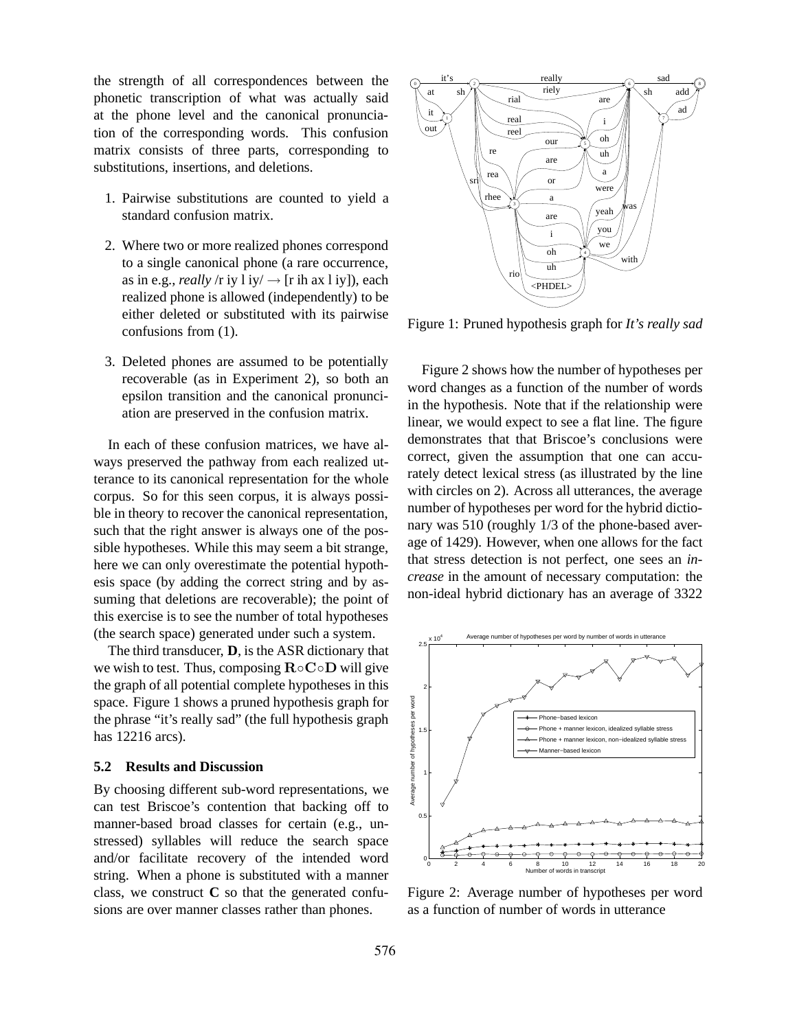the strength of all correspondences between the phonetic transcription of what was actually said at the phone level and the canonical pronunciation of the corresponding words. This confusion matrix consists of three parts, corresponding to substitutions, insertions, and deletions.

1. Pairwise substitutions are counted to yield a standard confusion matrix.
2. Where two or more realized phones correspond to a single canonical phone (a rare occurrence, as in e.g., *really* /r iy l iy/ → [r ih ax l iy]), each realized phone is allowed (independently) to be either deleted or substituted with its pairwise confusions from (1).
3. Deleted phones are assumed to be potentially recoverable (as in Experiment 2), so both an epsilon transition and the canonical pronunciation are preserved in the confusion matrix.

In each of these confusion matrices, we have always preserved the pathway from each realized utterance to its canonical representation for the whole corpus. So for this seen corpus, it is always possible in theory to recover the canonical representation, such that the right answer is always one of the possible hypotheses. While this may seem a bit strange, here we can only overestimate the potential hypothesis space (by adding the correct string and by assuming that deletions are recoverable); the point of this exercise is to see the number of total hypotheses (the search space) generated under such a system.

The third transducer, **D**, is the ASR dictionary that we wish to test. Thus, composing $\mathbf{R} \circ \mathbf{C} \circ \mathbf{D}$ will give the graph of all potential complete hypotheses in this space. Figure 1 shows a pruned hypothesis graph for the phrase "it's really sad" (the full hypothesis graph has 12216 arcs).

### 5.2 Results and Discussion

By choosing different sub-word representations, we can test Briscoe's contention that backing off to manner-based broad classes for certain (e.g., unstressed) syllables will reduce the search space and/or facilitate recovery of the intended word string. When a phone is substituted with a manner class, we construct **C** so that the generated confusions are over manner classes rather than phones.

Figure 1: Pruned hypothesis graph for *It's really sad*

Figure 2 shows how the number of hypotheses per word changes as a function of the number of words in the hypothesis. Note that if the relationship were linear, we would expect to see a flat line. The figure demonstrates that that Briscoe's conclusions were correct, given the assumption that one can accurately detect lexical stress (as illustrated by the line with circles on 2). Across all utterances, the average number of hypotheses per word for the hybrid dictionary was 510 (roughly 1/3 of the phone-based average of 1429). However, when one allows for the fact that stress detection is not perfect, one sees an *increase* in the amount of necessary computation: the non-ideal hybrid dictionary has an average of 3322

Figure 2: Average number of hypotheses per word as a function of number of words in utterance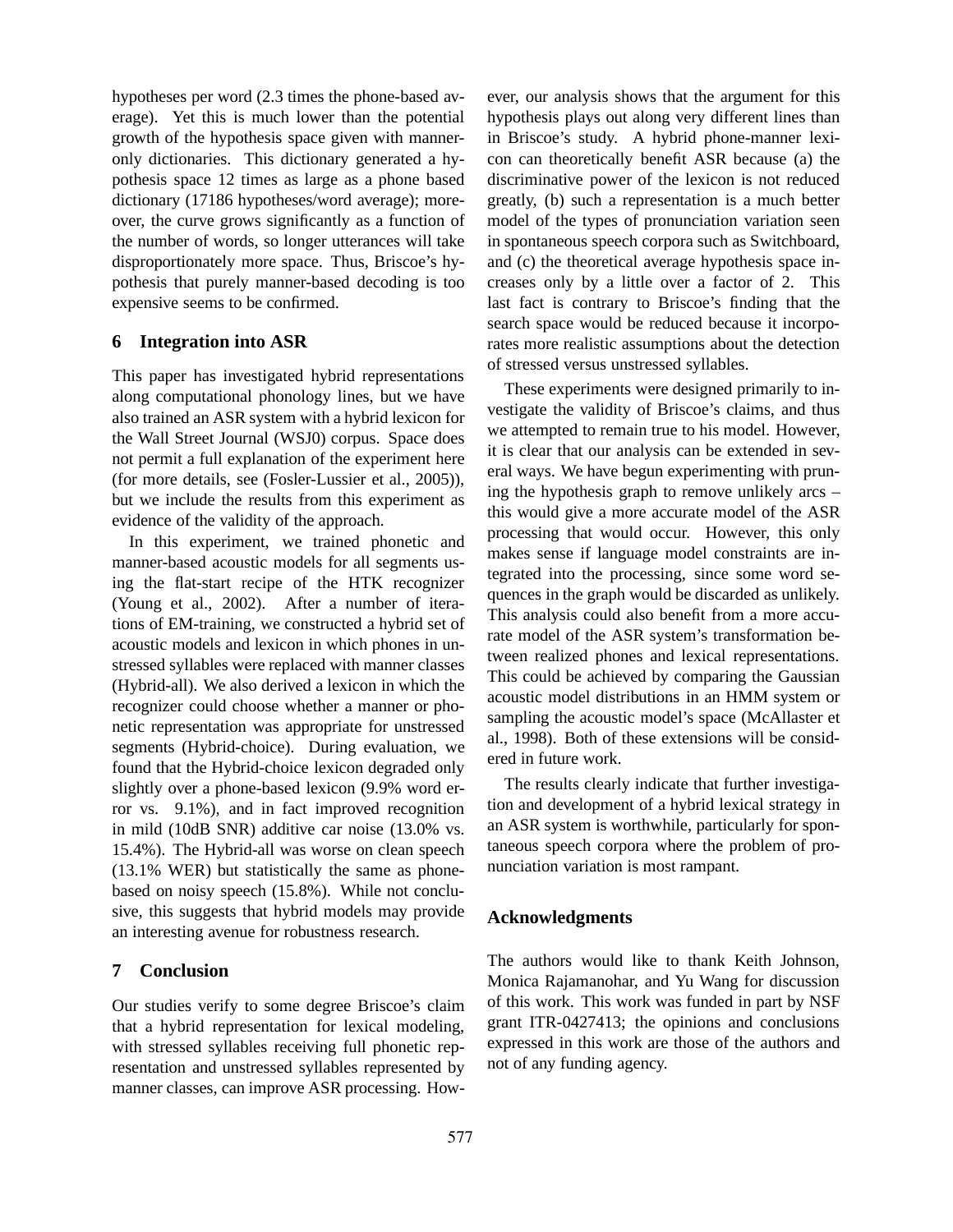hypotheses per word (2.3 times the phone-based average). Yet this is much lower than the potential growth of the hypothesis space given with manner-only dictionaries. This dictionary generated a hypothesis space 12 times as large as a phone based dictionary (17186 hypotheses/word average); moreover, the curve grows significantly as a function of the number of words, so longer utterances will take disproportionately more space. Thus, Briscoe's hypothesis that purely manner-based decoding is too expensive seems to be confirmed.

## 6 Integration into ASR

This paper has investigated hybrid representations along computational phonology lines, but we have also trained an ASR system with a hybrid lexicon for the Wall Street Journal (WSJ0) corpus. Space does not permit a full explanation of the experiment here (for more details, see (Fosler-Lussier et al., 2005)), but we include the results from this experiment as evidence of the validity of the approach.

In this experiment, we trained phonetic and manner-based acoustic models for all segments using the flat-start recipe of the HTK recognizer (Young et al., 2002). After a number of iterations of EM-training, we constructed a hybrid set of acoustic models and lexicon in which phones in unstressed syllables were replaced with manner classes (Hybrid-all). We also derived a lexicon in which the recognizer could choose whether a manner or phonetic representation was appropriate for unstressed segments (Hybrid-choice). During evaluation, we found that the Hybrid-choice lexicon degraded only slightly over a phone-based lexicon (9.9% word error vs. 9.1%), and in fact improved recognition in mild (10dB SNR) additive car noise (13.0% vs. 15.4%). The Hybrid-all was worse on clean speech (13.1% WER) but statistically the same as phone-based on noisy speech (15.8%). While not conclusive, this suggests that hybrid models may provide an interesting avenue for robustness research.

## 7 Conclusion

Our studies verify to some degree Briscoe's claim that a hybrid representation for lexical modeling, with stressed syllables receiving full phonetic representation and unstressed syllables represented by manner classes, can improve ASR processing. However, our analysis shows that the argument for this hypothesis plays out along very different lines than in Briscoe's study. A hybrid phone-manner lexicon can theoretically benefit ASR because (a) the discriminative power of the lexicon is not reduced greatly, (b) such a representation is a much better model of the types of pronunciation variation seen in spontaneous speech corpora such as Switchboard, and (c) the theoretical average hypothesis space increases only by a little over a factor of 2. This last fact is contrary to Briscoe's finding that the search space would be reduced because it incorporates more realistic assumptions about the detection of stressed versus unstressed syllables.

These experiments were designed primarily to investigate the validity of Briscoe's claims, and thus we attempted to remain true to his model. However, it is clear that our analysis can be extended in several ways. We have begun experimenting with pruning the hypothesis graph to remove unlikely arcs – this would give a more accurate model of the ASR processing that would occur. However, this only makes sense if language model constraints are integrated into the processing, since some word sequences in the graph would be discarded as unlikely. This analysis could also benefit from a more accurate model of the ASR system's transformation between realized phones and lexical representations. This could be achieved by comparing the Gaussian acoustic model distributions in an HMM system or sampling the acoustic model's space (McAllaster et al., 1998). Both of these extensions will be considered in future work.

The results clearly indicate that further investigation and development of a hybrid lexical strategy in an ASR system is worthwhile, particularly for spontaneous speech corpora where the problem of pronunciation variation is most rampant.

## Acknowledgments

The authors would like to thank Keith Johnson, Monica Rajamanohar, and Yu Wang for discussion of this work. This work was funded in part by NSF grant ITR-0427413; the opinions and conclusions expressed in this work are those of the authors and not of any funding agency.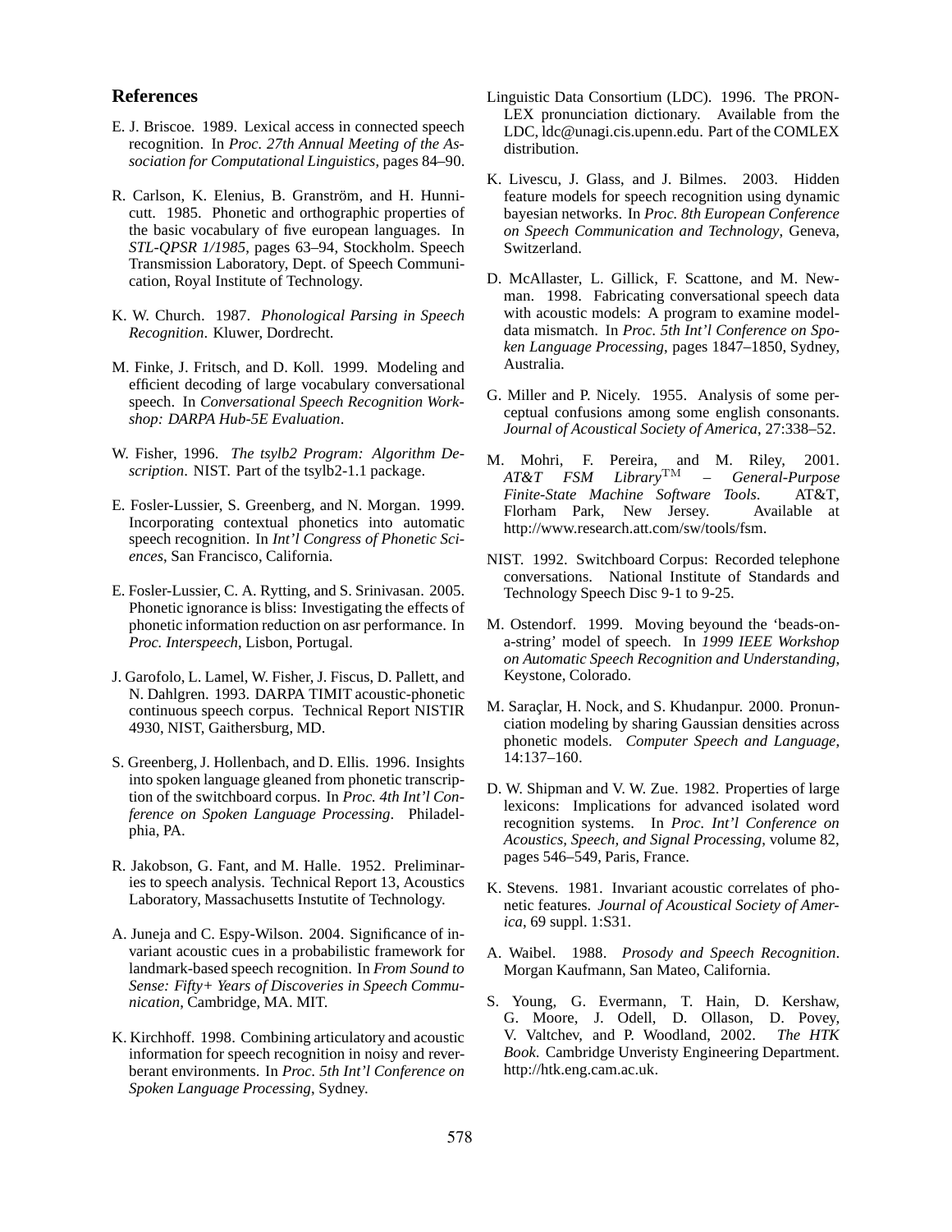## References

E. J. Briscoe. 1989. Lexical access in connected speech recognition. In *Proc. 27th Annual Meeting of the Association for Computational Linguistics*, pages 84–90.

R. Carlson, K. Elenius, B. Granström, and H. Hunnicutt. 1985. Phonetic and orthographic properties of the basic vocabulary of five european languages. In *STL-QPSR 1/1985*, pages 63–94, Stockholm. Speech Transmission Laboratory, Dept. of Speech Communication, Royal Institute of Technology.

K. W. Church. 1987. *Phonological Parsing in Speech Recognition*. Kluwer, Dordrecht.

M. Finke, J. Fritsch, and D. Koll. 1999. Modeling and efficient decoding of large vocabulary conversational speech. In *Conversational Speech Recognition Workshop: DARPA Hub-5E Evaluation*.

W. Fisher, 1996. *The tsylb2 Program: Algorithm Description*. NIST. Part of the tsylb2-1.1 package.

E. Fosler-Lussier, S. Greenberg, and N. Morgan. 1999. Incorporating contextual phonetics into automatic speech recognition. In *Int'l Congress of Phonetic Sciences*, San Francisco, California.

E. Fosler-Lussier, C. A. Rytting, and S. Srinivasan. 2005. Phonetic ignorance is bliss: Investigating the effects of phonetic information reduction on asr performance. In *Proc. Interspeech*, Lisbon, Portugal.

J. Garofolo, L. Lamel, W. Fisher, J. Fiscus, D. Pallett, and N. Dahlgren. 1993. DARPA TIMIT acoustic-phonetic continuous speech corpus. Technical Report NISTIR 4930, NIST, Gaithersburg, MD.

S. Greenberg, J. Hollenbach, and D. Ellis. 1996. Insights into spoken language gleaned from phonetic transcription of the switchboard corpus. In *Proc. 4th Int'l Conference on Spoken Language Processing*. Philadelphia, PA.

R. Jakobson, G. Fant, and M. Halle. 1952. Preliminaries to speech analysis. Technical Report 13, Acoustics Laboratory, Massachusetts Instutite of Technology.

A. Juneja and C. Espy-Wilson. 2004. Significance of invariant acoustic cues in a probabilistic framework for landmark-based speech recognition. In *From Sound to Sense: Fifty+ Years of Discoveries in Speech Communication*, Cambridge, MA. MIT.

K. Kirchhoff. 1998. Combining articulatory and acoustic information for speech recognition in noisy and reverberant environments. In *Proc. 5th Int'l Conference on Spoken Language Processing*, Sydney.

Linguistic Data Consortium (LDC). 1996. The PRONLEX pronunciation dictionary. Available from the LDC, ldc@unagi.cis.upenn.edu. Part of the COMLEX distribution.

K. Livescu, J. Glass, and J. Bilmes. 2003. Hidden feature models for speech recognition using dynamic bayesian networks. In *Proc. 8th European Conference on Speech Communication and Technology*, Geneva, Switzerland.

D. McAllaster, L. Gillick, F. Scattone, and M. Newman. 1998. Fabricating conversational speech data with acoustic models: A program to examine model-data mismatch. In *Proc. 5th Int'l Conference on Spoken Language Processing*, pages 1847–1850, Sydney, Australia.

G. Miller and P. Nicely. 1955. Analysis of some perceptual confusions among some english consonants. *Journal of Acoustical Society of America*, 27:338–52.

M. Mohri, F. Pereira, and M. Riley, 2001. *AT&T FSM Library™ – General-Purpose Finite-State Machine Software Tools*. AT&T, Florham Park, New Jersey. Available at http://www.research.att.com/sw/tools/fsm.

NIST. 1992. Switchboard Corpus: Recorded telephone conversations. National Institute of Standards and Technology Speech Disc 9-1 to 9-25.

M. Ostendorf. 1999. Moving beyound the 'beads-on-a-string' model of speech. In *1999 IEEE Workshop on Automatic Speech Recognition and Understanding*, Keystone, Colorado.

M. Saraçlar, H. Nock, and S. Khudanpur. 2000. Pronunciation modeling by sharing Gaussian densities across phonetic models. *Computer Speech and Language*, 14:137–160.

D. W. Shipman and V. W. Zue. 1982. Properties of large lexicons: Implications for advanced isolated word recognition systems. In *Proc. Int'l Conference on Acoustics, Speech, and Signal Processing*, volume 82, pages 546–549, Paris, France.

K. Stevens. 1981. Invariant acoustic correlates of phonetic features. *Journal of Acoustical Society of America*, 69 suppl. 1:S31.

A. Waibel. 1988. *Prosody and Speech Recognition*. Morgan Kaufmann, San Mateo, California.

S. Young, G. Evermann, T. Hain, D. Kershaw, G. Moore, J. Odell, D. Ollason, D. Povey, V. Valtchev, and P. Woodland, 2002. *The HTK Book*. Cambridge Unveristy Engineering Department. http://htk.eng.cam.ac.uk.